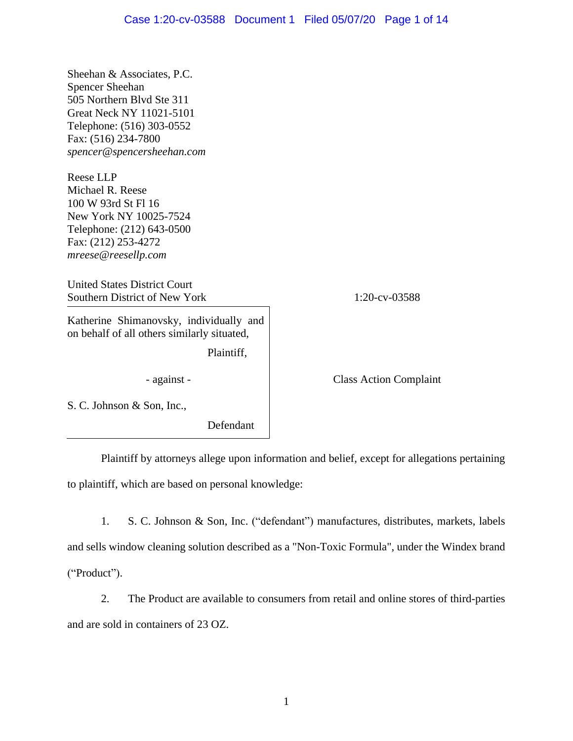Sheehan & Associates, P.C.
Spencer Sheehan
505 Northern Blvd Ste 311
Great Neck NY 11021-5101
Telephone: (516) 303-0552
Fax: (516) 234-7800
*spencer@spencersheehan.com*

Reese LLP
Michael R. Reese
100 W 93rd St Fl 16
New York NY 10025-7524
Telephone: (212) 643-0500
Fax: (212) 253-4272
*mreese@reesellp.com*

United States District Court
Southern District of New York

1:20-cv-03588

Katherine Shimanovsky, individually and on behalf of all others similarly situated,

Plaintiff,

\- against -

S. C. Johnson & Son, Inc.,

Defendant

Class Action Complaint

Plaintiff by attorneys allege upon information and belief, except for allegations pertaining to plaintiff, which are based on personal knowledge:

1. S. C. Johnson & Son, Inc. ("defendant") manufactures, distributes, markets, labels and sells window cleaning solution described as a "Non-Toxic Formula", under the Windex brand ("Product").

2. The Product are available to consumers from retail and online stores of third-parties and are sold in containers of 23 OZ.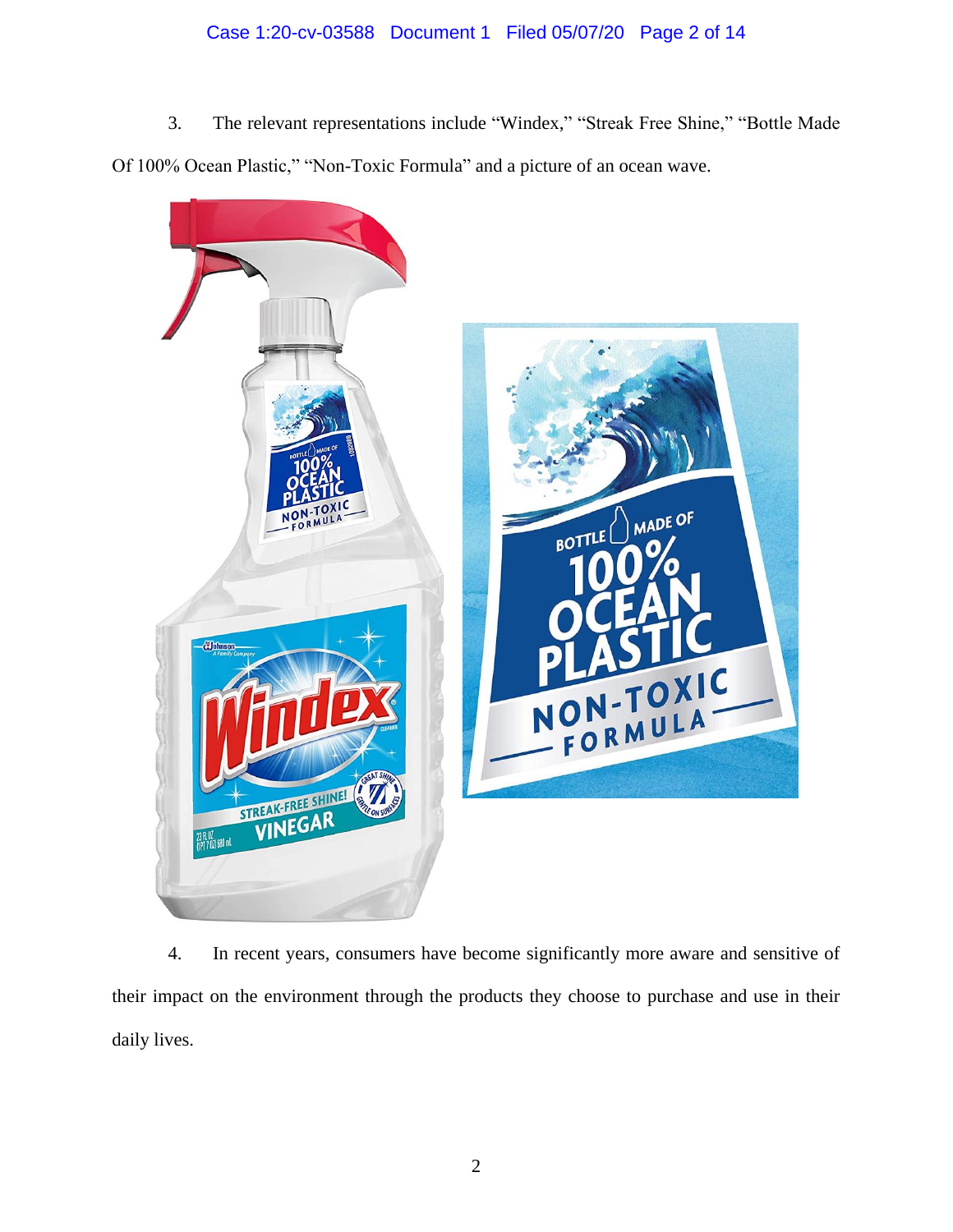3. The relevant representations include "Windex," "Streak Free Shine," "Bottle Made Of 100% Ocean Plastic," "Non-Toxic Formula" and a picture of an ocean wave.

4. In recent years, consumers have become significantly more aware and sensitive of their impact on the environment through the products they choose to purchase and use in their daily lives.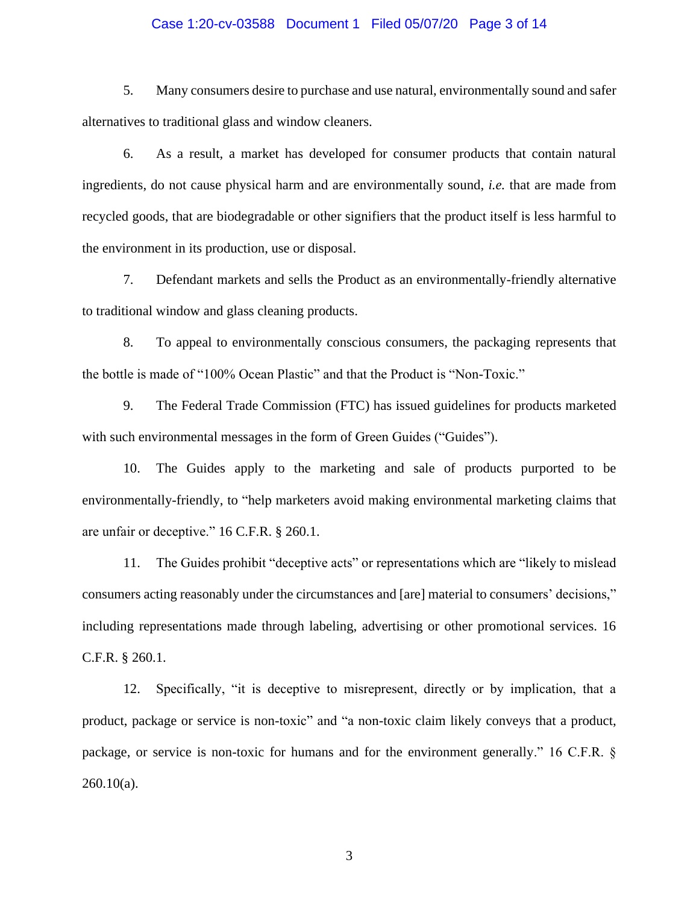5. Many consumers desire to purchase and use natural, environmentally sound and safer alternatives to traditional glass and window cleaners.

6. As a result, a market has developed for consumer products that contain natural ingredients, do not cause physical harm and are environmentally sound, *i.e.* that are made from recycled goods, that are biodegradable or other signifiers that the product itself is less harmful to the environment in its production, use or disposal.

7. Defendant markets and sells the Product as an environmentally-friendly alternative to traditional window and glass cleaning products.

8. To appeal to environmentally conscious consumers, the packaging represents that the bottle is made of "100% Ocean Plastic" and that the Product is "Non-Toxic."

9. The Federal Trade Commission (FTC) has issued guidelines for products marketed with such environmental messages in the form of Green Guides ("Guides").

10. The Guides apply to the marketing and sale of products purported to be environmentally-friendly, to "help marketers avoid making environmental marketing claims that are unfair or deceptive." 16 C.F.R. § 260.1.

11. The Guides prohibit "deceptive acts" or representations which are "likely to mislead consumers acting reasonably under the circumstances and [are] material to consumers' decisions," including representations made through labeling, advertising or other promotional services. 16 C.F.R. § 260.1.

12. Specifically, "it is deceptive to misrepresent, directly or by implication, that a product, package or service is non-toxic" and "a non-toxic claim likely conveys that a product, package, or service is non-toxic for humans and for the environment generally." 16 C.F.R. § 260.10(a).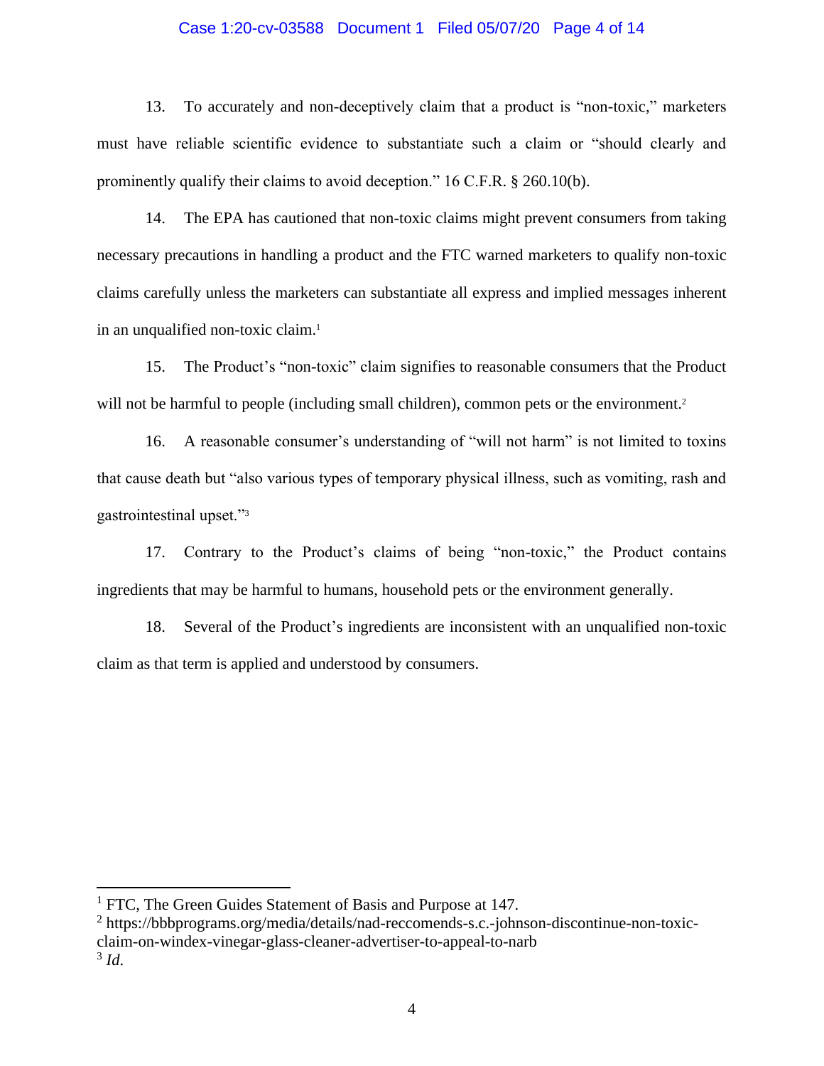13. To accurately and non-deceptively claim that a product is "non-toxic," marketers must have reliable scientific evidence to substantiate such a claim or "should clearly and prominently qualify their claims to avoid deception." 16 C.F.R. § 260.10(b).

14. The EPA has cautioned that non-toxic claims might prevent consumers from taking necessary precautions in handling a product and the FTC warned marketers to qualify non-toxic claims carefully unless the marketers can substantiate all express and implied messages inherent in an unqualified non-toxic claim.[1]

15. The Product's "non-toxic" claim signifies to reasonable consumers that the Product will not be harmful to people (including small children), common pets or the environment.[2]

16. A reasonable consumer's understanding of "will not harm" is not limited to toxins that cause death but "also various types of temporary physical illness, such as vomiting, rash and gastrointestinal upset."[3]

17. Contrary to the Product's claims of being "non-toxic," the Product contains ingredients that may be harmful to humans, household pets or the environment generally.

18. Several of the Product's ingredients are inconsistent with an unqualified non-toxic claim as that term is applied and understood by consumers.

---

[1] FTC, The Green Guides Statement of Basis and Purpose at 147.

[2] https://bbbprograms.org/media/details/nad-reccomends-s.c.-johnson-discontinue-non-toxic-claim-on-windex-vinegar-glass-cleaner-advertiser-to-appeal-to-narb

[3] *Id.*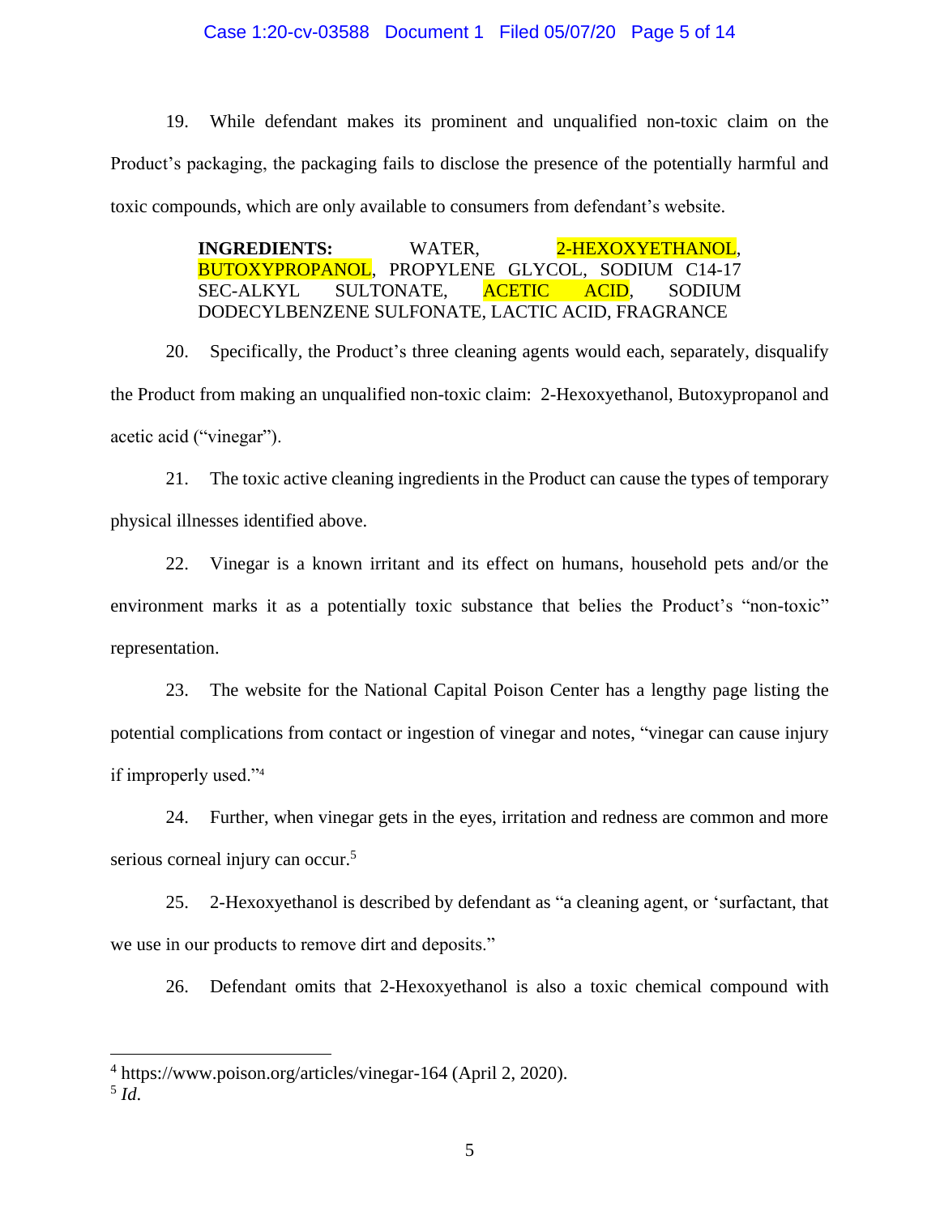19. While defendant makes its prominent and unqualified non-toxic claim on the Product's packaging, the packaging fails to disclose the presence of the potentially harmful and toxic compounds, which are only available to consumers from defendant's website.

> **INGREDIENTS:** WATER, 2-HEXOXYETHANOL, BUTOXYPROPANOL, PROPYLENE GLYCOL, SODIUM C14-17 SEC-ALKYL SULTONATE, ACETIC ACID, SODIUM DODECYLBENZENE SULFONATE, LACTIC ACID, FRAGRANCE

20. Specifically, the Product's three cleaning agents would each, separately, disqualify the Product from making an unqualified non-toxic claim: 2-Hexoxyethanol, Butoxypropanol and acetic acid ("vinegar").

21. The toxic active cleaning ingredients in the Product can cause the types of temporary physical illnesses identified above.

22. Vinegar is a known irritant and its effect on humans, household pets and/or the environment marks it as a potentially toxic substance that belies the Product's "non-toxic" representation.

23. The website for the National Capital Poison Center has a lengthy page listing the potential complications from contact or ingestion of vinegar and notes, "vinegar can cause injury if improperly used."[4]

24. Further, when vinegar gets in the eyes, irritation and redness are common and more serious corneal injury can occur.[5]

25. 2-Hexoxyethanol is described by defendant as "a cleaning agent, or 'surfactant, that we use in our products to remove dirt and deposits."

26. Defendant omits that 2-Hexoxyethanol is also a toxic chemical compound with

---

[4] https://www.poison.org/articles/vinegar-164 (April 2, 2020).

[5] *Id.*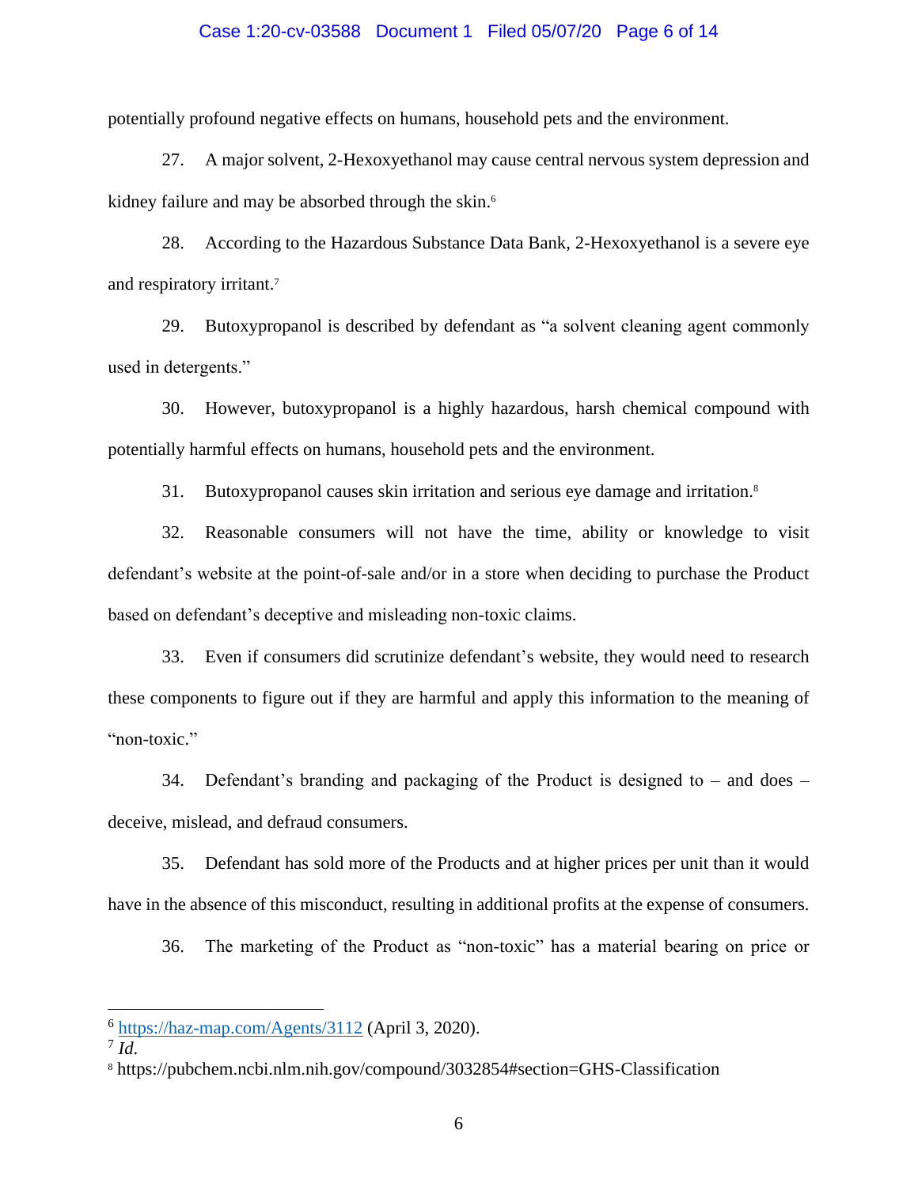potentially profound negative effects on humans, household pets and the environment.

27. A major solvent, 2-Hexoxyethanol may cause central nervous system depression and kidney failure and may be absorbed through the skin.[6]

28. According to the Hazardous Substance Data Bank, 2-Hexoxyethanol is a severe eye and respiratory irritant.[7]

29. Butoxypropanol is described by defendant as "a solvent cleaning agent commonly used in detergents."

30. However, butoxypropanol is a highly hazardous, harsh chemical compound with potentially harmful effects on humans, household pets and the environment.

31. Butoxypropanol causes skin irritation and serious eye damage and irritation.[8]

32. Reasonable consumers will not have the time, ability or knowledge to visit defendant's website at the point-of-sale and/or in a store when deciding to purchase the Product based on defendant's deceptive and misleading non-toxic claims.

33. Even if consumers did scrutinize defendant's website, they would need to research these components to figure out if they are harmful and apply this information to the meaning of "non-toxic."

34. Defendant's branding and packaging of the Product is designed to – and does – deceive, mislead, and defraud consumers.

35. Defendant has sold more of the Products and at higher prices per unit than it would have in the absence of this misconduct, resulting in additional profits at the expense of consumers.

36. The marketing of the Product as "non-toxic" has a material bearing on price or

---

[6] https://haz-map.com/Agents/3112 (April 3, 2020).

[7] *Id*.

[8] https://pubchem.ncbi.nlm.nih.gov/compound/3032854#section=GHS-Classification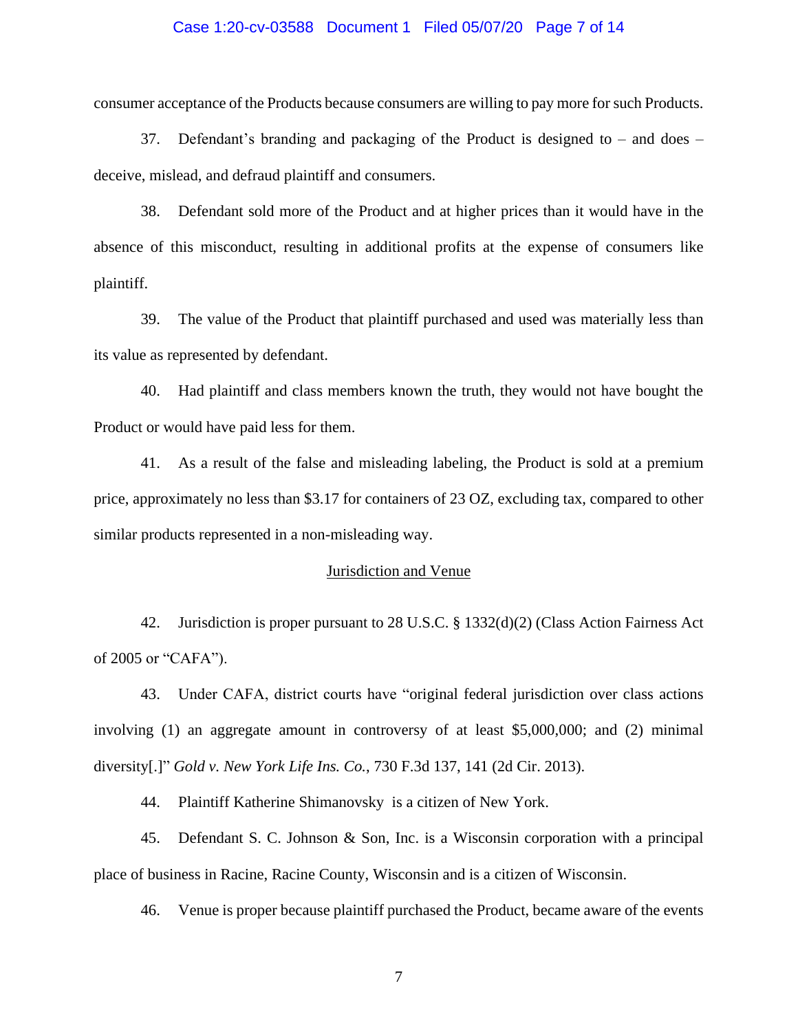consumer acceptance of the Products because consumers are willing to pay more for such Products.

37. Defendant's branding and packaging of the Product is designed to – and does – deceive, mislead, and defraud plaintiff and consumers.

38. Defendant sold more of the Product and at higher prices than it would have in the absence of this misconduct, resulting in additional profits at the expense of consumers like plaintiff.

39. The value of the Product that plaintiff purchased and used was materially less than its value as represented by defendant.

40. Had plaintiff and class members known the truth, they would not have bought the Product or would have paid less for them.

41. As a result of the false and misleading labeling, the Product is sold at a premium price, approximately no less than $3.17 for containers of 23 OZ, excluding tax, compared to other similar products represented in a non-misleading way.

## Jurisdiction and Venue

42. Jurisdiction is proper pursuant to 28 U.S.C. § 1332(d)(2) (Class Action Fairness Act of 2005 or "CAFA").

43. Under CAFA, district courts have "original federal jurisdiction over class actions involving (1) an aggregate amount in controversy of at least $5,000,000; and (2) minimal diversity[.]" *Gold v. New York Life Ins. Co.*, 730 F.3d 137, 141 (2d Cir. 2013).

44. Plaintiff Katherine Shimanovsky is a citizen of New York.

45. Defendant S. C. Johnson & Son, Inc. is a Wisconsin corporation with a principal place of business in Racine, Racine County, Wisconsin and is a citizen of Wisconsin.

46. Venue is proper because plaintiff purchased the Product, became aware of the events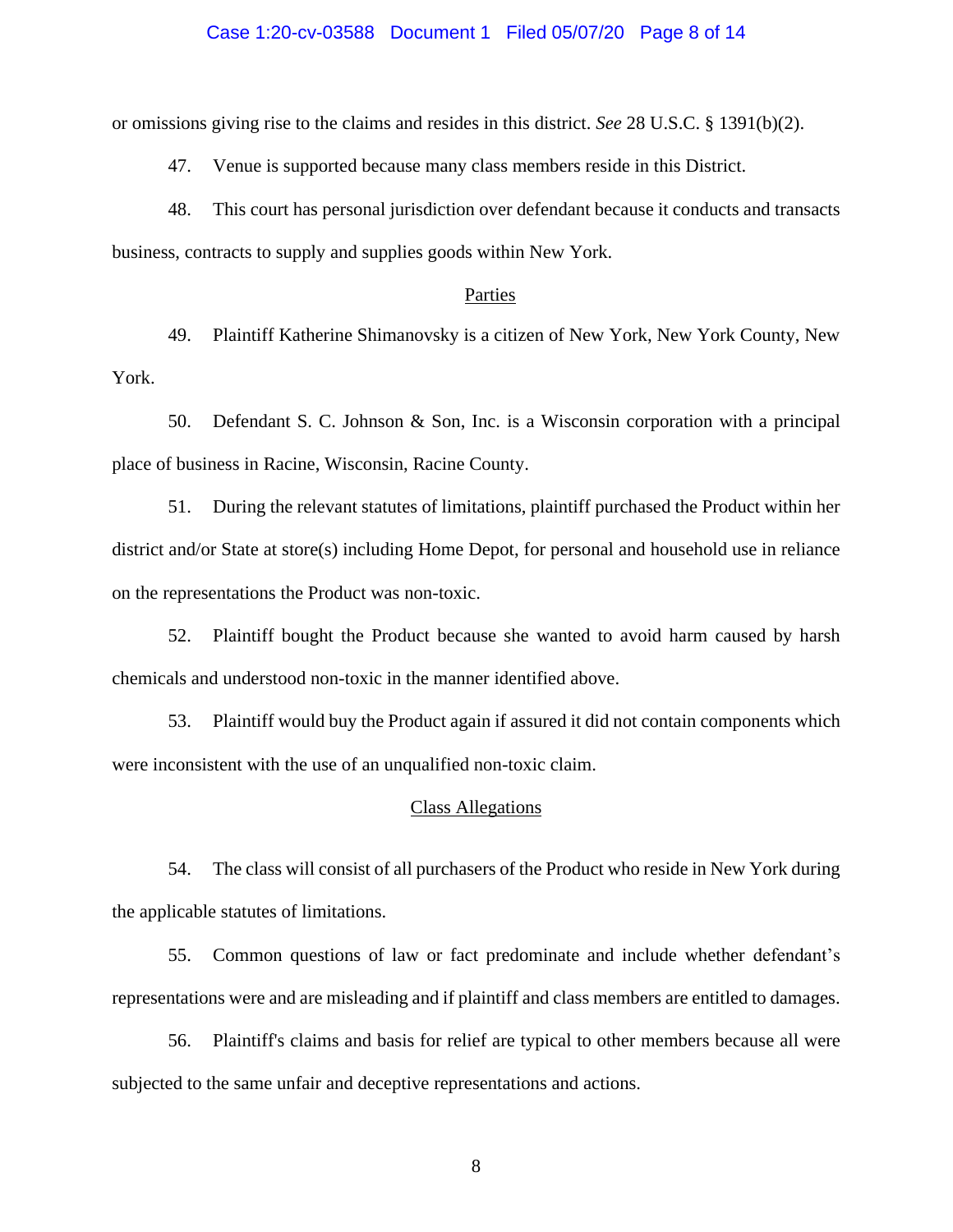or omissions giving rise to the claims and resides in this district. *See* 28 U.S.C. § 1391(b)(2).

47. Venue is supported because many class members reside in this District.

48. This court has personal jurisdiction over defendant because it conducts and transacts business, contracts to supply and supplies goods within New York.

## Parties

49. Plaintiff Katherine Shimanovsky is a citizen of New York, New York County, New York.

50. Defendant S. C. Johnson & Son, Inc. is a Wisconsin corporation with a principal place of business in Racine, Wisconsin, Racine County.

51. During the relevant statutes of limitations, plaintiff purchased the Product within her district and/or State at store(s) including Home Depot, for personal and household use in reliance on the representations the Product was non-toxic.

52. Plaintiff bought the Product because she wanted to avoid harm caused by harsh chemicals and understood non-toxic in the manner identified above.

53. Plaintiff would buy the Product again if assured it did not contain components which were inconsistent with the use of an unqualified non-toxic claim.

## Class Allegations

54. The class will consist of all purchasers of the Product who reside in New York during the applicable statutes of limitations.

55. Common questions of law or fact predominate and include whether defendant's representations were and are misleading and if plaintiff and class members are entitled to damages.

56. Plaintiff's claims and basis for relief are typical to other members because all were subjected to the same unfair and deceptive representations and actions.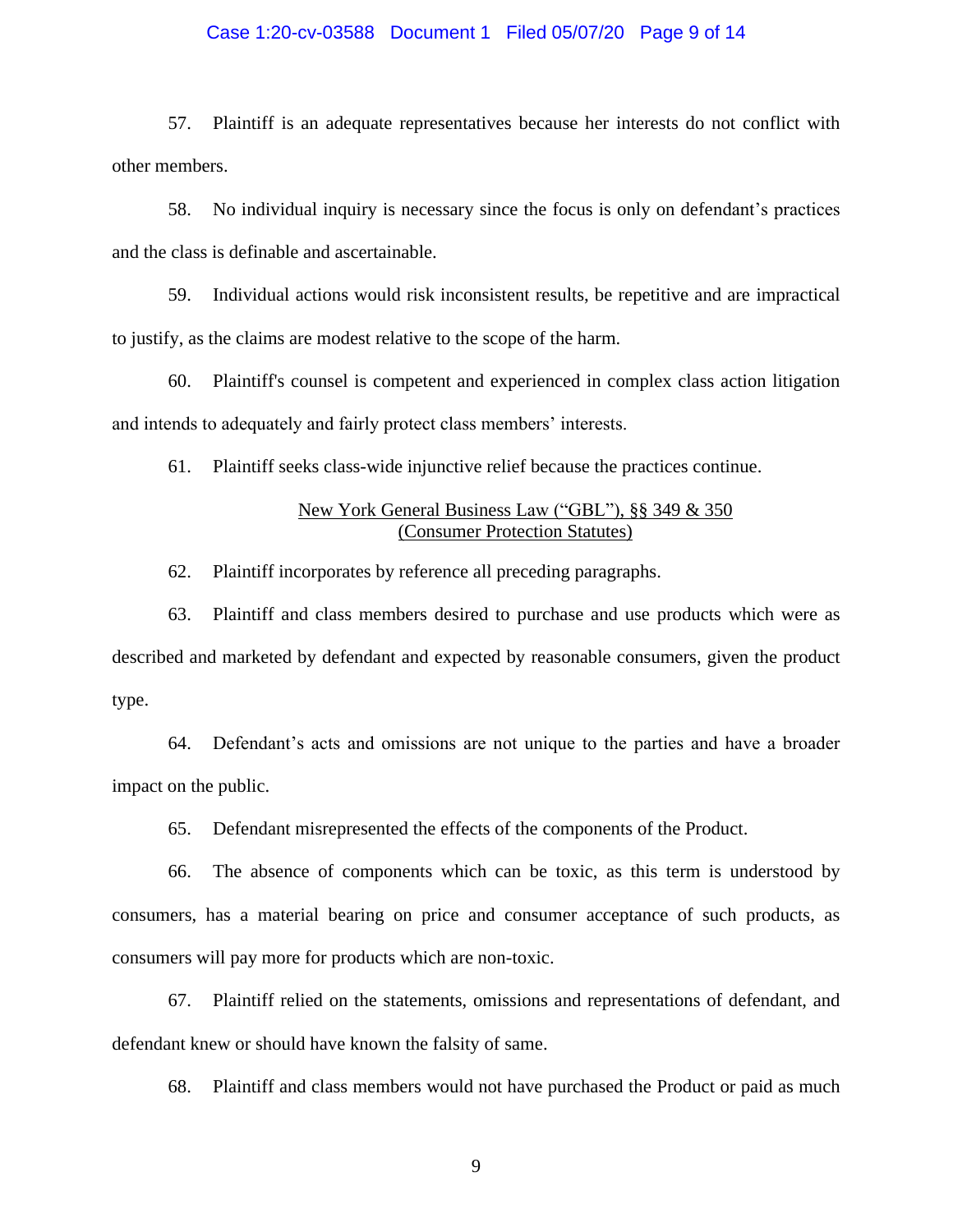57. Plaintiff is an adequate representatives because her interests do not conflict with other members.

58. No individual inquiry is necessary since the focus is only on defendant's practices and the class is definable and ascertainable.

59. Individual actions would risk inconsistent results, be repetitive and are impractical to justify, as the claims are modest relative to the scope of the harm.

60. Plaintiff's counsel is competent and experienced in complex class action litigation and intends to adequately and fairly protect class members' interests.

61. Plaintiff seeks class-wide injunctive relief because the practices continue.

<u>New York General Business Law ("GBL"), §§ 349 & 350</u>
<u>(Consumer Protection Statutes)</u>

62. Plaintiff incorporates by reference all preceding paragraphs.

63. Plaintiff and class members desired to purchase and use products which were as described and marketed by defendant and expected by reasonable consumers, given the product type.

64. Defendant's acts and omissions are not unique to the parties and have a broader impact on the public.

65. Defendant misrepresented the effects of the components of the Product.

66. The absence of components which can be toxic, as this term is understood by consumers, has a material bearing on price and consumer acceptance of such products, as consumers will pay more for products which are non-toxic.

67. Plaintiff relied on the statements, omissions and representations of defendant, and defendant knew or should have known the falsity of same.

68. Plaintiff and class members would not have purchased the Product or paid as much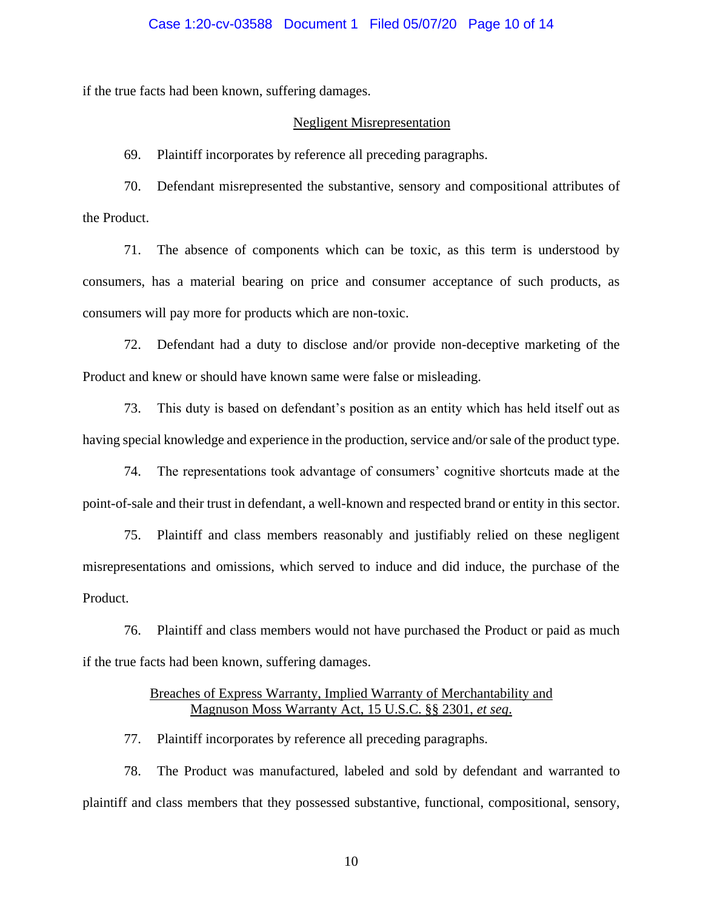if the true facts had been known, suffering damages.

## Negligent Misrepresentation

69. Plaintiff incorporates by reference all preceding paragraphs.

70. Defendant misrepresented the substantive, sensory and compositional attributes of the Product.

71. The absence of components which can be toxic, as this term is understood by consumers, has a material bearing on price and consumer acceptance of such products, as consumers will pay more for products which are non-toxic.

72. Defendant had a duty to disclose and/or provide non-deceptive marketing of the Product and knew or should have known same were false or misleading.

73. This duty is based on defendant's position as an entity which has held itself out as having special knowledge and experience in the production, service and/or sale of the product type.

74. The representations took advantage of consumers' cognitive shortcuts made at the point-of-sale and their trust in defendant, a well-known and respected brand or entity in this sector.

75. Plaintiff and class members reasonably and justifiably relied on these negligent misrepresentations and omissions, which served to induce and did induce, the purchase of the Product.

76. Plaintiff and class members would not have purchased the Product or paid as much if the true facts had been known, suffering damages.

## Breaches of Express Warranty, Implied Warranty of Merchantability and Magnuson Moss Warranty Act, 15 U.S.C. §§ 2301, *et seq.*

77. Plaintiff incorporates by reference all preceding paragraphs.

78. The Product was manufactured, labeled and sold by defendant and warranted to plaintiff and class members that they possessed substantive, functional, compositional, sensory,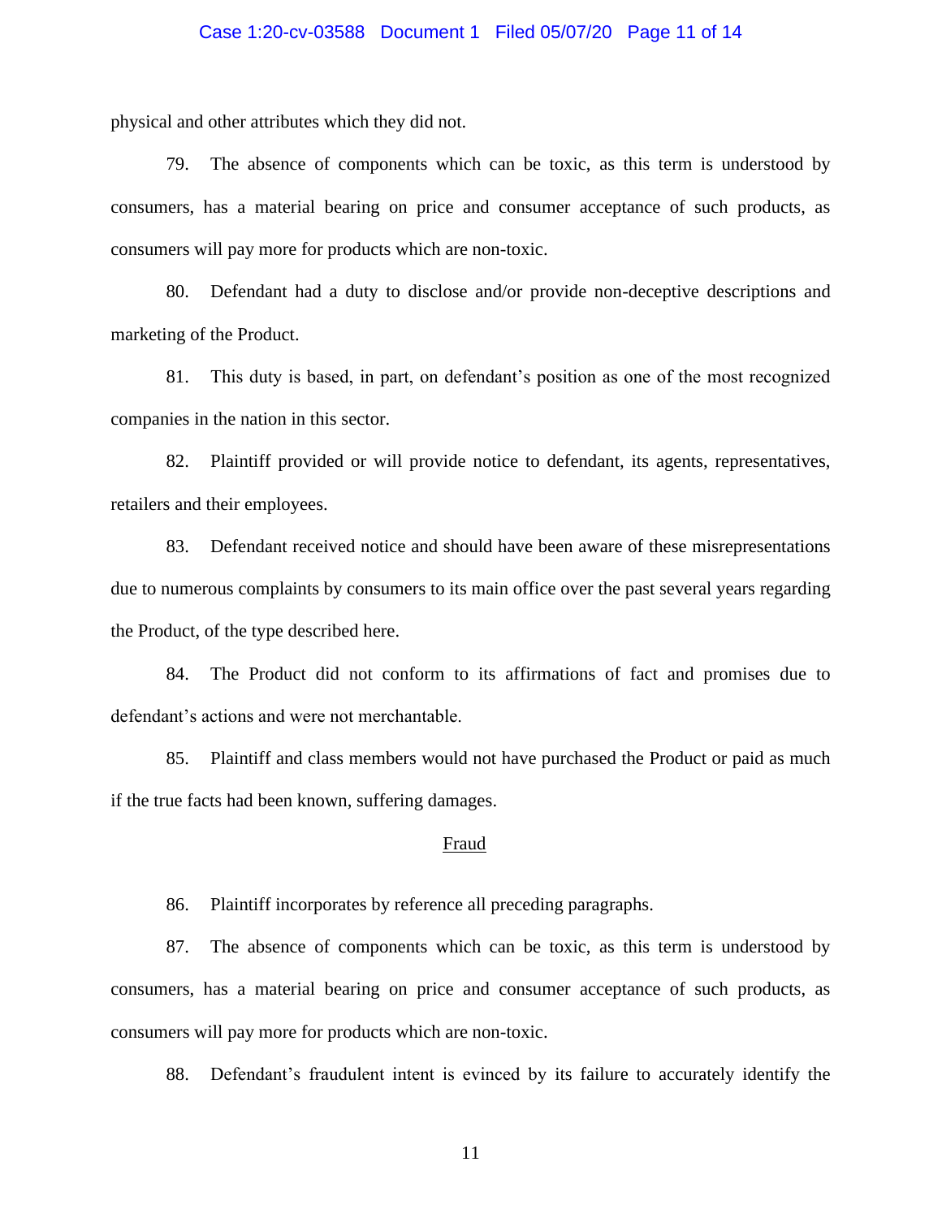physical and other attributes which they did not.

79. The absence of components which can be toxic, as this term is understood by consumers, has a material bearing on price and consumer acceptance of such products, as consumers will pay more for products which are non-toxic.

80. Defendant had a duty to disclose and/or provide non-deceptive descriptions and marketing of the Product.

81. This duty is based, in part, on defendant's position as one of the most recognized companies in the nation in this sector.

82. Plaintiff provided or will provide notice to defendant, its agents, representatives, retailers and their employees.

83. Defendant received notice and should have been aware of these misrepresentations due to numerous complaints by consumers to its main office over the past several years regarding the Product, of the type described here.

84. The Product did not conform to its affirmations of fact and promises due to defendant's actions and were not merchantable.

85. Plaintiff and class members would not have purchased the Product or paid as much if the true facts had been known, suffering damages.

## Fraud

86. Plaintiff incorporates by reference all preceding paragraphs.

87. The absence of components which can be toxic, as this term is understood by consumers, has a material bearing on price and consumer acceptance of such products, as consumers will pay more for products which are non-toxic.

88. Defendant's fraudulent intent is evinced by its failure to accurately identify the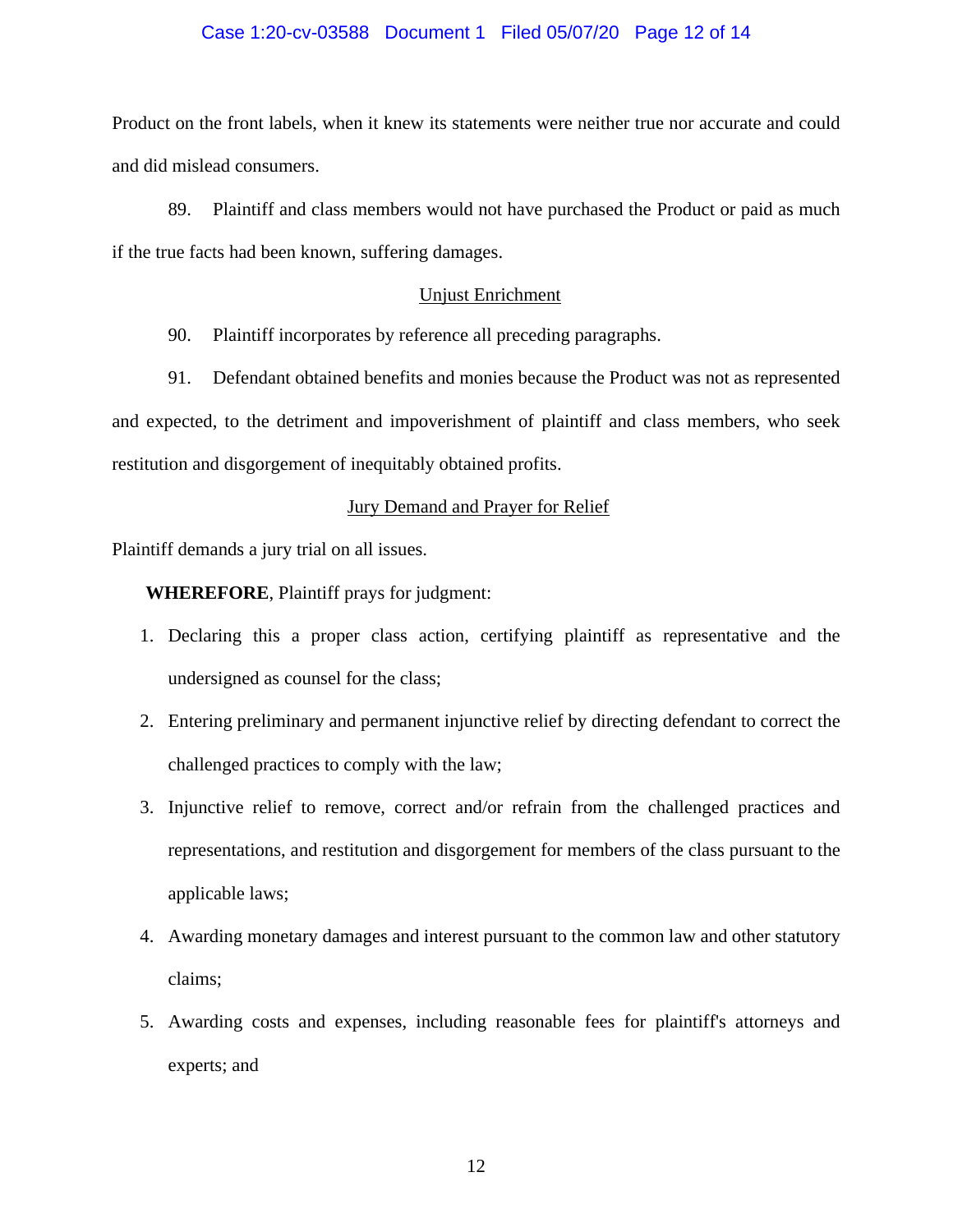Product on the front labels, when it knew its statements were neither true nor accurate and could and did mislead consumers.

89. Plaintiff and class members would not have purchased the Product or paid as much if the true facts had been known, suffering damages.

Unjust Enrichment

90. Plaintiff incorporates by reference all preceding paragraphs.

91. Defendant obtained benefits and monies because the Product was not as represented and expected, to the detriment and impoverishment of plaintiff and class members, who seek restitution and disgorgement of inequitably obtained profits.

Jury Demand and Prayer for Relief

Plaintiff demands a jury trial on all issues.

**WHEREFORE**, Plaintiff prays for judgment:

1. Declaring this a proper class action, certifying plaintiff as representative and the undersigned as counsel for the class;
2. Entering preliminary and permanent injunctive relief by directing defendant to correct the challenged practices to comply with the law;
3. Injunctive relief to remove, correct and/or refrain from the challenged practices and representations, and restitution and disgorgement for members of the class pursuant to the applicable laws;
4. Awarding monetary damages and interest pursuant to the common law and other statutory claims;
5. Awarding costs and expenses, including reasonable fees for plaintiff's attorneys and experts; and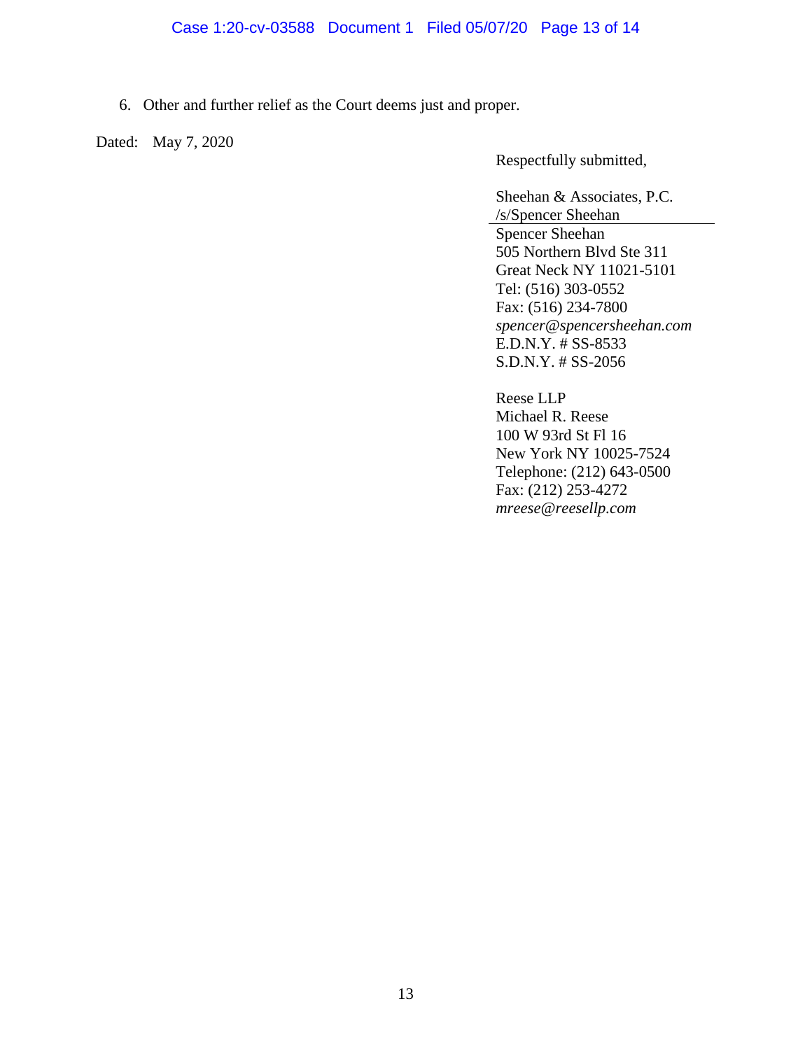6. Other and further relief as the Court deems just and proper.

Dated: May 7, 2020

Respectfully submitted,

Sheehan & Associates, P.C.
/s/Spencer Sheehan
Spencer Sheehan
505 Northern Blvd Ste 311
Great Neck NY 11021-5101
Tel: (516) 303-0552
Fax: (516) 234-7800
*spencer@spencersheehan.com*
E.D.N.Y. # SS-8533
S.D.N.Y. # SS-2056

Reese LLP
Michael R. Reese
100 W 93rd St Fl 16
New York NY 10025-7524
Telephone: (212) 643-0500
Fax: (212) 253-4272
*mreese@reesellp.com*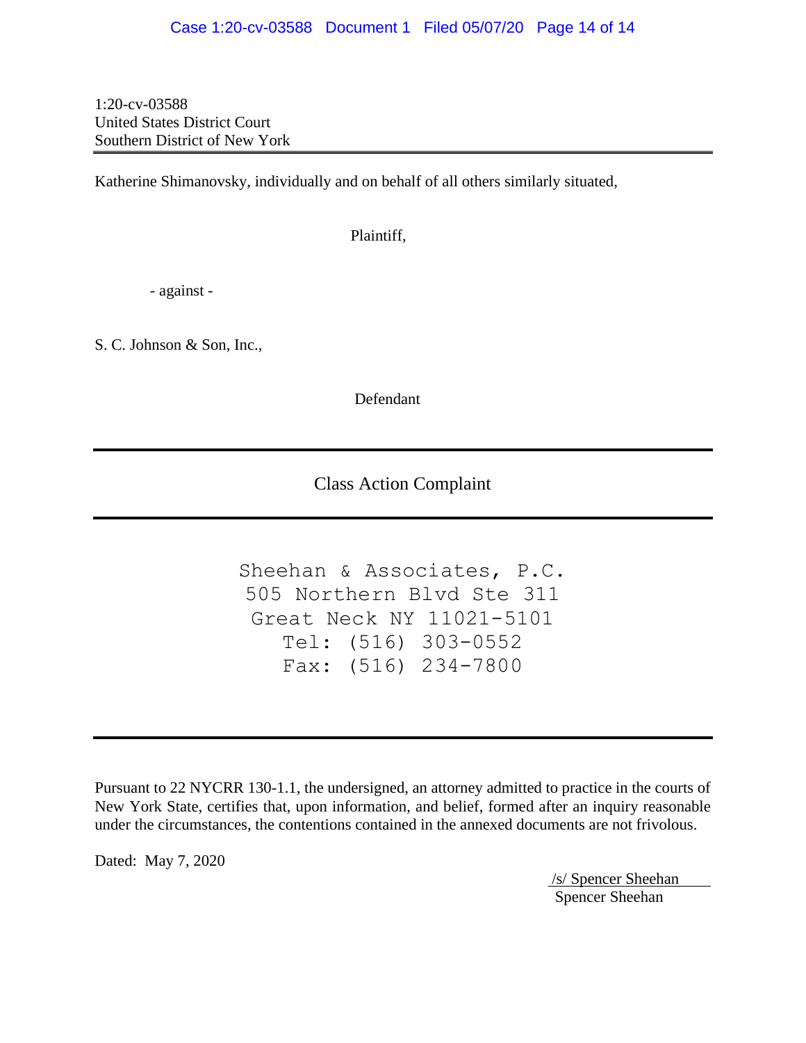1:20-cv-03588
United States District Court
Southern District of New York

---

Katherine Shimanovsky, individually and on behalf of all others similarly situated,

Plaintiff,

\- against -

S. C. Johnson & Son, Inc.,

Defendant

---

Class Action Complaint

---

Sheehan & Associates, P.C.
505 Northern Blvd Ste 311
Great Neck NY 11021-5101
Tel: (516) 303-0552
Fax: (516) 234-7800

---

Pursuant to 22 NYCRR 130-1.1, the undersigned, an attorney admitted to practice in the courts of New York State, certifies that, upon information, and belief, formed after an inquiry reasonable under the circumstances, the contentions contained in the annexed documents are not frivolous.

Dated: May 7, 2020

/s/ Spencer Sheehan
Spencer Sheehan